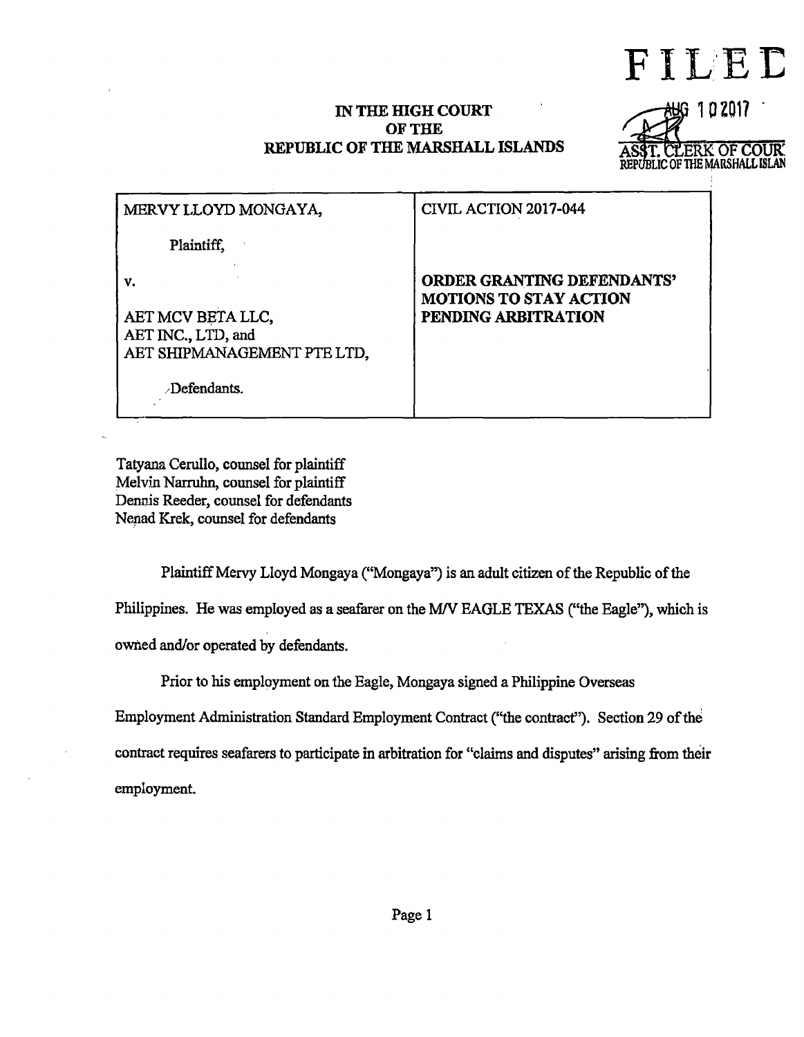FILED

AUG 10 2017

ASST. CLERK OF COURT
REPUBLIC OF THE MARSHALL ISLANDS

**IN THE HIGH COURT
OF THE
REPUBLIC OF THE MARSHALL ISLANDS**

| | |
|---|---|
| MERVY LLOYD MONGAYA,<br><br>Plaintiff,<br><br>v.<br><br>AET MCV BETA LLC,<br>AET INC., LTD, and<br>AET SHIPMANAGEMENT PTE LTD,<br><br>Defendants. | CIVIL ACTION 2017-044<br><br>**ORDER GRANTING DEFENDANTS' MOTIONS TO STAY ACTION PENDING ARBITRATION** |

Tatyana Cerullo, counsel for plaintiff
Melvin Narruhn, counsel for plaintiff
Dennis Reeder, counsel for defendants
Nenad Krek, counsel for defendants

Plaintiff Mervy Lloyd Mongaya ("Mongaya") is an adult citizen of the Republic of the Philippines. He was employed as a seafarer on the M/V EAGLE TEXAS ("the Eagle"), which is owned and/or operated by defendants.

Prior to his employment on the Eagle, Mongaya signed a Philippine Overseas Employment Administration Standard Employment Contract ("the contract"). Section 29 of the contract requires seafarers to participate in arbitration for "claims and disputes" arising from their employment.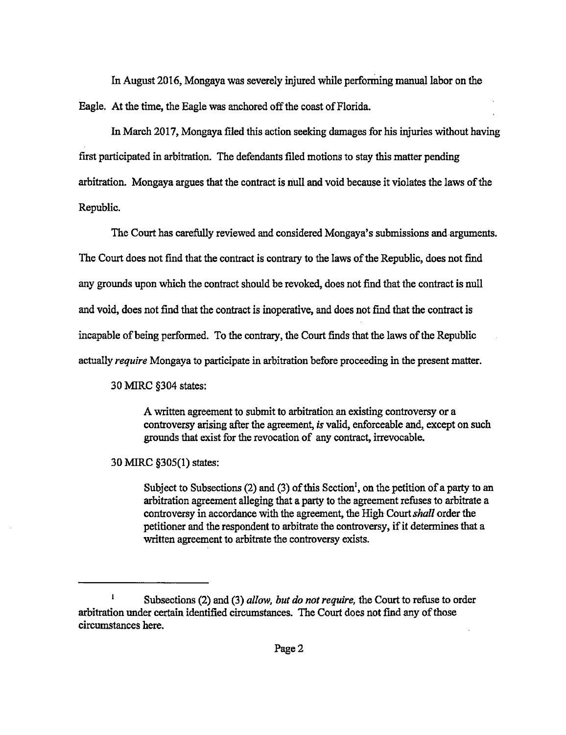In August 2016, Mongaya was severely injured while performing manual labor on the Eagle. At the time, the Eagle was anchored off the coast of Florida.

In March 2017, Mongaya filed this action seeking damages for his injuries without having first participated in arbitration. The defendants filed motions to stay this matter pending arbitration. Mongaya argues that the contract is null and void because it violates the laws of the Republic.

The Court has carefully reviewed and considered Mongaya's submissions and arguments. The Court does not find that the contract is contrary to the laws of the Republic, does not find any grounds upon which the contract should be revoked, does not find that the contract is null and void, does not find that the contract is inoperative, and does not find that the contract is incapable of being performed. To the contrary, the Court finds that the laws of the Republic actually *require* Mongaya to participate in arbitration before proceeding in the present matter.

30 MIRC §304 states:

> A written agreement to submit to arbitration an existing controversy or a controversy arising after the agreement, *is* valid, enforceable and, except on such grounds that exist for the revocation of any contract, irrevocable.

30 MIRC §305(1) states:

> Subject to Subsections (2) and (3) of this Section[1], on the petition of a party to an arbitration agreement alleging that a party to the agreement refuses to arbitrate a controversy in accordance with the agreement, the High Court *shall* order the petitioner and the respondent to arbitrate the controversy, if it determines that a written agreement to arbitrate the controversy exists.

---

[1] Subsections (2) and (3) *allow, but do not require,* the Court to refuse to order arbitration under certain identified circumstances. The Court does not find any of those circumstances here.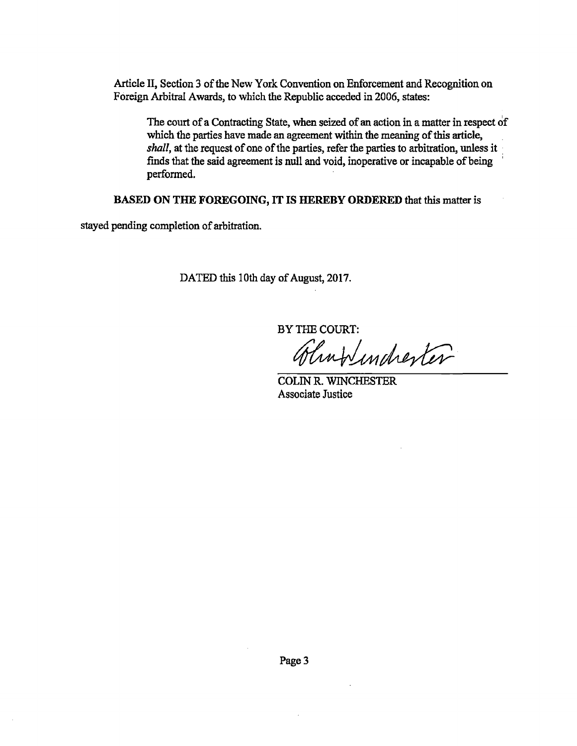Article II, Section 3 of the New York Convention on Enforcement and Recognition on Foreign Arbitral Awards, to which the Republic acceded in 2006, states:

> The court of a Contracting State, when seized of an action in a matter in respect of which the parties have made an agreement within the meaning of this article, *shall*, at the request of one of the parties, refer the parties to arbitration, unless it finds that the said agreement is null and void, inoperative or incapable of being performed.

**BASED ON THE FOREGOING, IT IS HEREBY ORDERED** that this matter is stayed pending completion of arbitration.

DATED this 10th day of August, 2017.

BY THE COURT:

COLIN R. WINCHESTER
Associate Justice